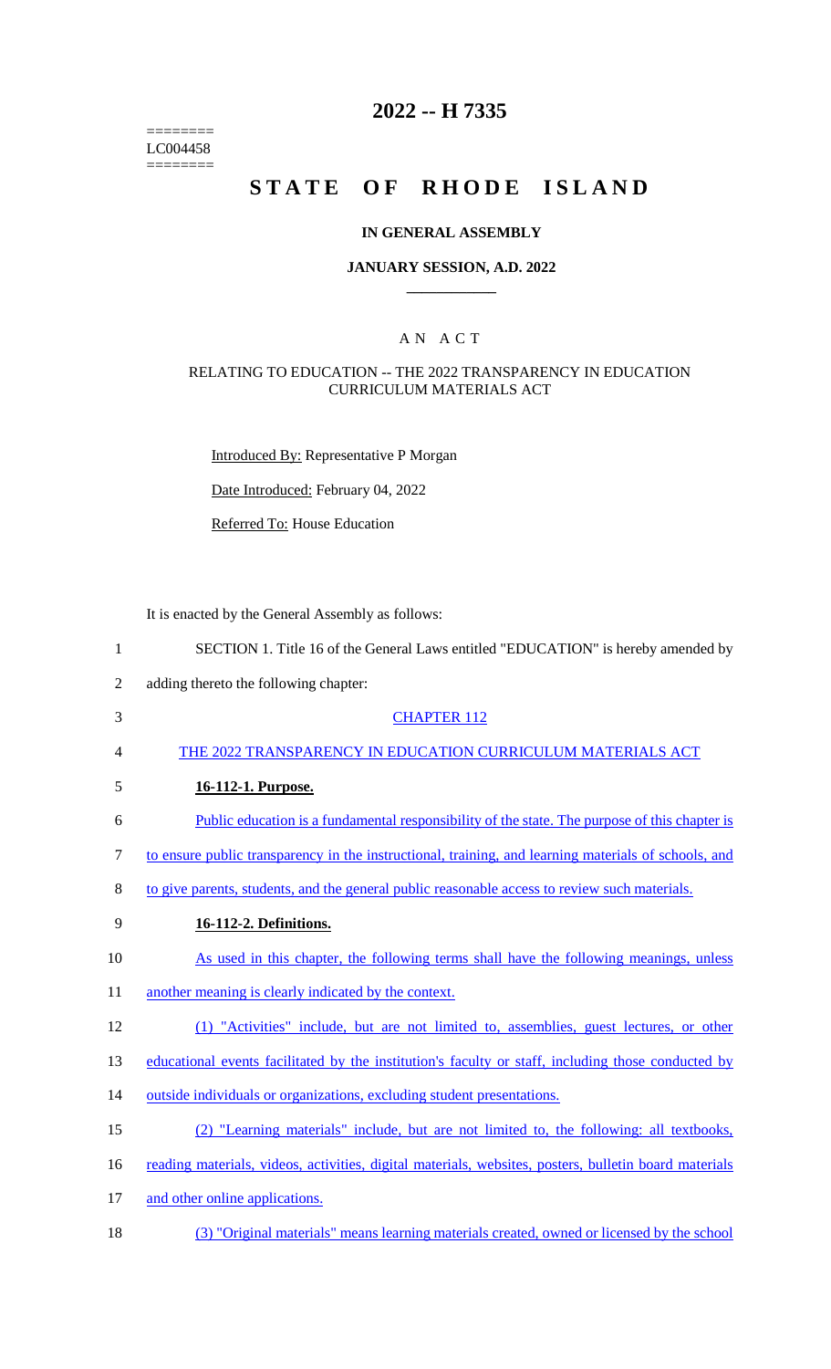========
LC004458
========

# 2022 -- H 7335

# STATE OF RHODE ISLAND

### IN GENERAL ASSEMBLY

### JANUARY SESSION, A.D. 2022

## A N A C T

RELATING TO EDUCATION -- THE 2022 TRANSPARENCY IN EDUCATION CURRICULUM MATERIALS ACT

Introduced By: Representative P Morgan

Date Introduced: February 04, 2022

Referred To: House Education

It is enacted by the General Assembly as follows:

1 SECTION 1. Title 16 of the General Laws entitled "EDUCATION" is hereby amended by
2 adding thereto the following chapter:

3 CHAPTER 112

4 THE 2022 TRANSPARENCY IN EDUCATION CURRICULUM MATERIALS ACT

5 **16-112-1. Purpose.**

6 Public education is a fundamental responsibility of the state. The purpose of this chapter is
7 to ensure public transparency in the instructional, training, and learning materials of schools, and
8 to give parents, students, and the general public reasonable access to review such materials.

9 **16-112-2. Definitions.**

10 As used in this chapter, the following terms shall have the following meanings, unless
11 another meaning is clearly indicated by the context.

12 (1) "Activities" include, but are not limited to, assemblies, guest lectures, or other
13 educational events facilitated by the institution's faculty or staff, including those conducted by
14 outside individuals or organizations, excluding student presentations.

15 (2) "Learning materials" include, but are not limited to, the following: all textbooks,
16 reading materials, videos, activities, digital materials, websites, posters, bulletin board materials
17 and other online applications.

18 (3) "Original materials" means learning materials created, owned or licensed by the school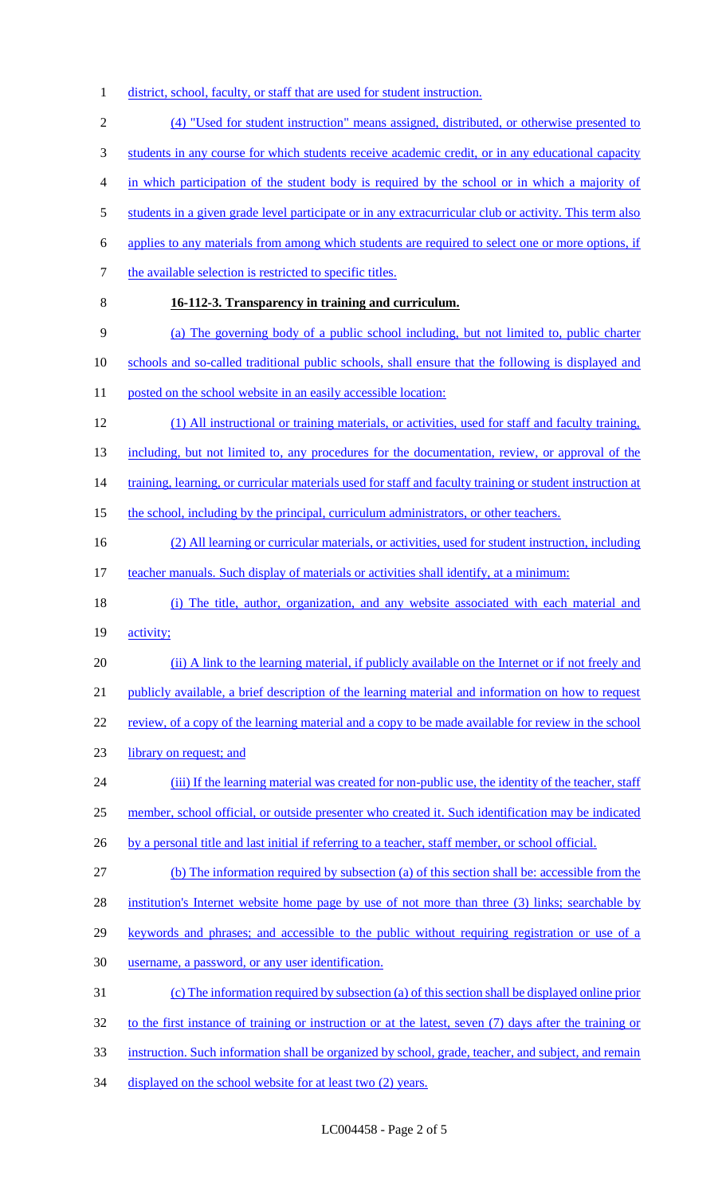district, school, faculty, or staff that are used for student instruction.

(4) "Used for student instruction" means assigned, distributed, or otherwise presented to students in any course for which students receive academic credit, or in any educational capacity in which participation of the student body is required by the school or in which a majority of students in a given grade level participate or in any extracurricular club or activity. This term also applies to any materials from among which students are required to select one or more options, if the available selection is restricted to specific titles.

**16-112-3. Transparency in training and curriculum.**

(a) The governing body of a public school including, but not limited to, public charter schools and so-called traditional public schools, shall ensure that the following is displayed and posted on the school website in an easily accessible location:

(1) All instructional or training materials, or activities, used for staff and faculty training, including, but not limited to, any procedures for the documentation, review, or approval of the training, learning, or curricular materials used for staff and faculty training or student instruction at the school, including by the principal, curriculum administrators, or other teachers.

(2) All learning or curricular materials, or activities, used for student instruction, including teacher manuals. Such display of materials or activities shall identify, at a minimum:

(i) The title, author, organization, and any website associated with each material and activity;

(ii) A link to the learning material, if publicly available on the Internet or if not freely and publicly available, a brief description of the learning material and information on how to request review, of a copy of the learning material and a copy to be made available for review in the school library on request; and

(iii) If the learning material was created for non-public use, the identity of the teacher, staff member, school official, or outside presenter who created it. Such identification may be indicated by a personal title and last initial if referring to a teacher, staff member, or school official.

(b) The information required by subsection (a) of this section shall be: accessible from the institution's Internet website home page by use of not more than three (3) links; searchable by keywords and phrases; and accessible to the public without requiring registration or use of a username, a password, or any user identification.

(c) The information required by subsection (a) of this section shall be displayed online prior to the first instance of training or instruction or at the latest, seven (7) days after the training or instruction. Such information shall be organized by school, grade, teacher, and subject, and remain displayed on the school website for at least two (2) years.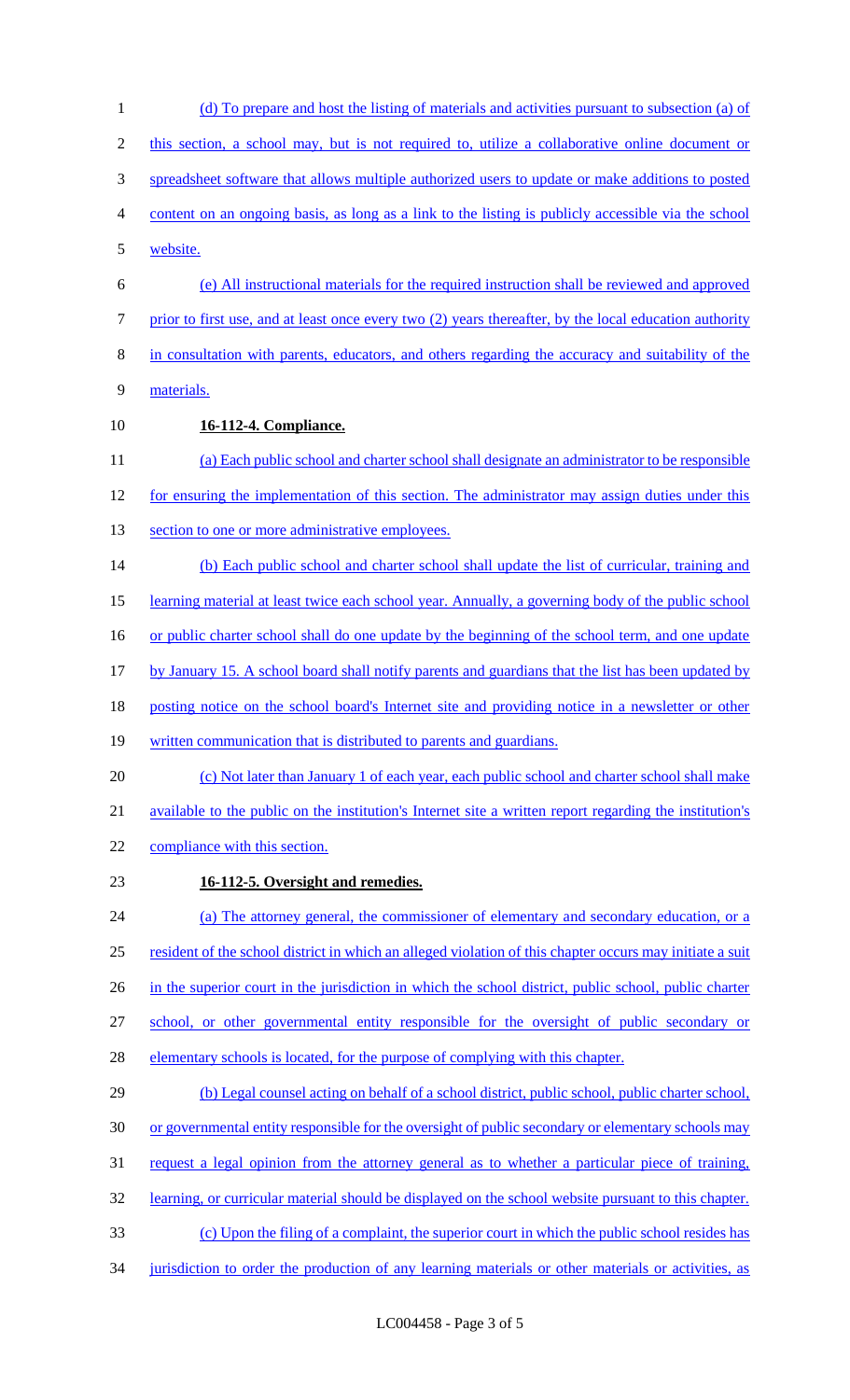(d) To prepare and host the listing of materials and activities pursuant to subsection (a) of this section, a school may, but is not required to, utilize a collaborative online document or spreadsheet software that allows multiple authorized users to update or make additions to posted content on an ongoing basis, as long as a link to the listing is publicly accessible via the school website.

(e) All instructional materials for the required instruction shall be reviewed and approved prior to first use, and at least once every two (2) years thereafter, by the local education authority in consultation with parents, educators, and others regarding the accuracy and suitability of the materials.

**16-112-4. Compliance.**

(a) Each public school and charter school shall designate an administrator to be responsible for ensuring the implementation of this section. The administrator may assign duties under this section to one or more administrative employees.

(b) Each public school and charter school shall update the list of curricular, training and learning material at least twice each school year. Annually, a governing body of the public school or public charter school shall do one update by the beginning of the school term, and one update by January 15. A school board shall notify parents and guardians that the list has been updated by posting notice on the school board's Internet site and providing notice in a newsletter or other written communication that is distributed to parents and guardians.

(c) Not later than January 1 of each year, each public school and charter school shall make available to the public on the institution's Internet site a written report regarding the institution's compliance with this section.

**16-112-5. Oversight and remedies.**

(a) The attorney general, the commissioner of elementary and secondary education, or a resident of the school district in which an alleged violation of this chapter occurs may initiate a suit in the superior court in the jurisdiction in which the school district, public school, public charter school, or other governmental entity responsible for the oversight of public secondary or elementary schools is located, for the purpose of complying with this chapter.

(b) Legal counsel acting on behalf of a school district, public school, public charter school, or governmental entity responsible for the oversight of public secondary or elementary schools may request a legal opinion from the attorney general as to whether a particular piece of training, learning, or curricular material should be displayed on the school website pursuant to this chapter.

(c) Upon the filing of a complaint, the superior court in which the public school resides has jurisdiction to order the production of any learning materials or other materials or activities, as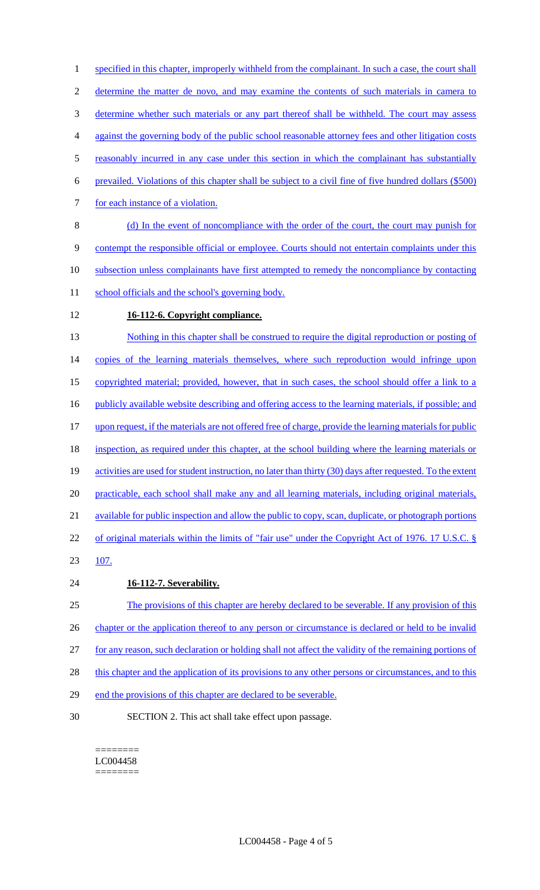specified in this chapter, improperly withheld from the complainant. In such a case, the court shall determine the matter de novo, and may examine the contents of such materials in camera to determine whether such materials or any part thereof shall be withheld. The court may assess against the governing body of the public school reasonable attorney fees and other litigation costs reasonably incurred in any case under this section in which the complainant has substantially prevailed. Violations of this chapter shall be subject to a civil fine of five hundred dollars ($500) for each instance of a violation.

(d) In the event of noncompliance with the order of the court, the court may punish for contempt the responsible official or employee. Courts should not entertain complaints under this subsection unless complainants have first attempted to remedy the noncompliance by contacting school officials and the school's governing body.

**16-112-6. Copyright compliance.**

Nothing in this chapter shall be construed to require the digital reproduction or posting of copies of the learning materials themselves, where such reproduction would infringe upon copyrighted material; provided, however, that in such cases, the school should offer a link to a publicly available website describing and offering access to the learning materials, if possible; and upon request, if the materials are not offered free of charge, provide the learning materials for public inspection, as required under this chapter, at the school building where the learning materials or activities are used for student instruction, no later than thirty (30) days after requested. To the extent practicable, each school shall make any and all learning materials, including original materials, available for public inspection and allow the public to copy, scan, duplicate, or photograph portions of original materials within the limits of "fair use" under the Copyright Act of 1976. 17 U.S.C. § 107.

**16-112-7. Severability.**

The provisions of this chapter are hereby declared to be severable. If any provision of this chapter or the application thereof to any person or circumstance is declared or held to be invalid for any reason, such declaration or holding shall not affect the validity of the remaining portions of this chapter and the application of its provisions to any other persons or circumstances, and to this end the provisions of this chapter are declared to be severable.

SECTION 2. This act shall take effect upon passage.

========
LC004458
========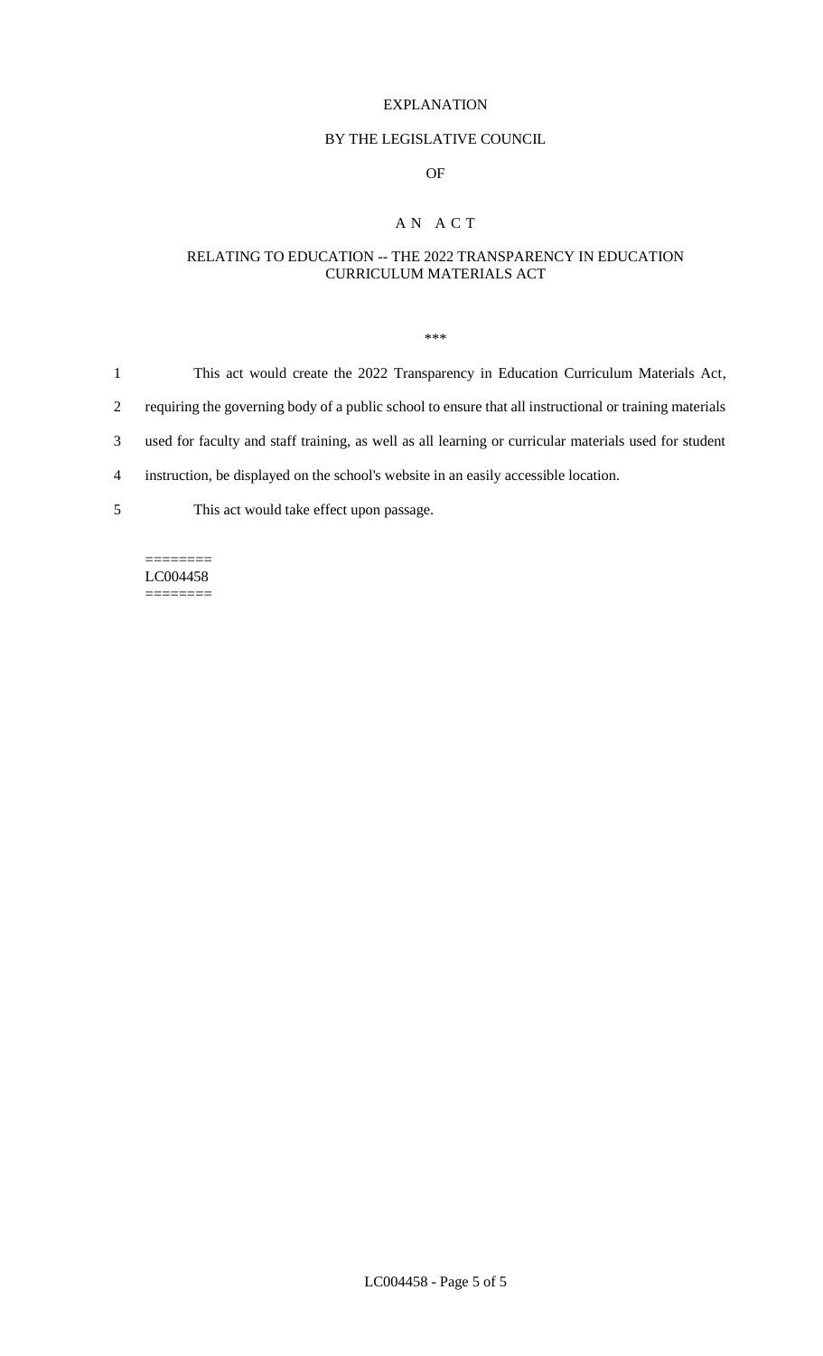EXPLANATION

BY THE LEGISLATIVE COUNCIL

OF

A N A C T

RELATING TO EDUCATION -- THE 2022 TRANSPARENCY IN EDUCATION CURRICULUM MATERIALS ACT

\*\*\*

1 This act would create the 2022 Transparency in Education Curriculum Materials Act,
2 requiring the governing body of a public school to ensure that all instructional or training materials
3 used for faculty and staff training, as well as all learning or curricular materials used for student
4 instruction, be displayed on the school's website in an easily accessible location.
5 This act would take effect upon passage.

========
LC004458
========